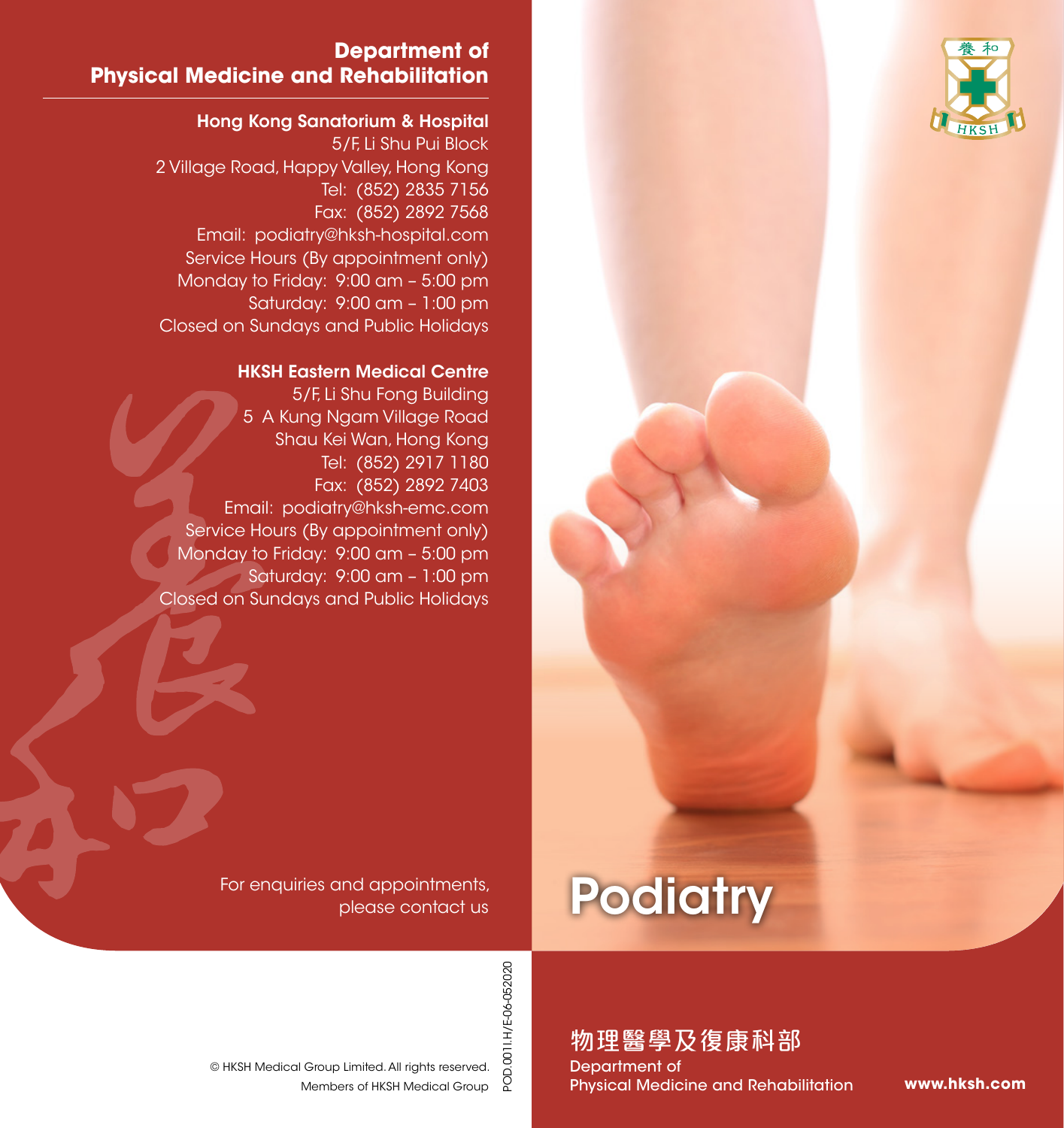# Department of Physical Medicine and Rehabilitation

**Hong Kong Sanatorium & Hospital**
5/F, Li Shu Pui Block
2 Village Road, Happy Valley, Hong Kong
Tel: (852) 2835 7156
Fax: (852) 2892 7568
Email: podiatry@hksh-hospital.com
Service Hours (By appointment only)
Monday to Friday: 9:00 am – 5:00 pm
Saturday: 9:00 am – 1:00 pm
Closed on Sundays and Public Holidays

**HKSH Eastern Medical Centre**
5/F, Li Shu Fong Building
5 A Kung Ngam Village Road
Shau Kei Wan, Hong Kong
Tel: (852) 2917 1180
Fax: (852) 2892 7403
Email: podiatry@hksh-emc.com
Service Hours (By appointment only)
Monday to Friday: 9:00 am – 5:00 pm
Saturday: 9:00 am – 1:00 pm
Closed on Sundays and Public Holidays

For enquiries and appointments, please contact us

© HKSH Medical Group Limited. All rights reserved.
Members of HKSH Medical Group

POD.001I.H/E-06-052020

# Podiatry

**物理醫學及復康科部**
Department of
Physical Medicine and Rehabilitation

**www.hksh.com**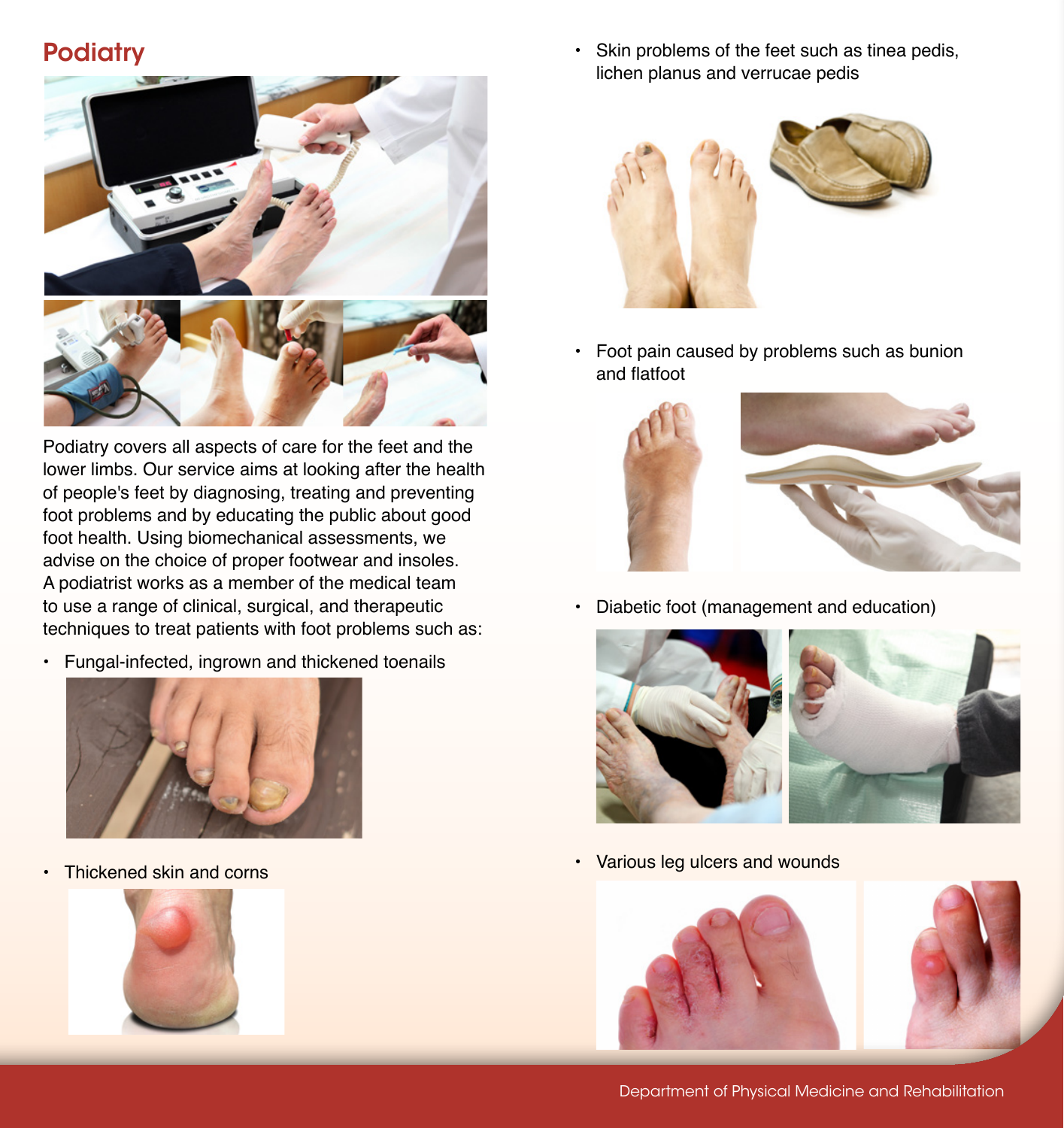## Podiatry

Podiatry covers all aspects of care for the feet and the lower limbs. Our service aims at looking after the health of people's feet by diagnosing, treating and preventing foot problems and by educating the public about good foot health. Using biomechanical assessments, we advise on the choice of proper footwear and insoles. A podiatrist works as a member of the medical team to use a range of clinical, surgical, and therapeutic techniques to treat patients with foot problems such as:

- Fungal-infected, ingrown and thickened toenails
- Thickened skin and corns
- Skin problems of the feet such as tinea pedis, lichen planus and verrucae pedis
- Foot pain caused by problems such as bunion and flatfoot
- Diabetic foot (management and education)
- Various leg ulcers and wounds